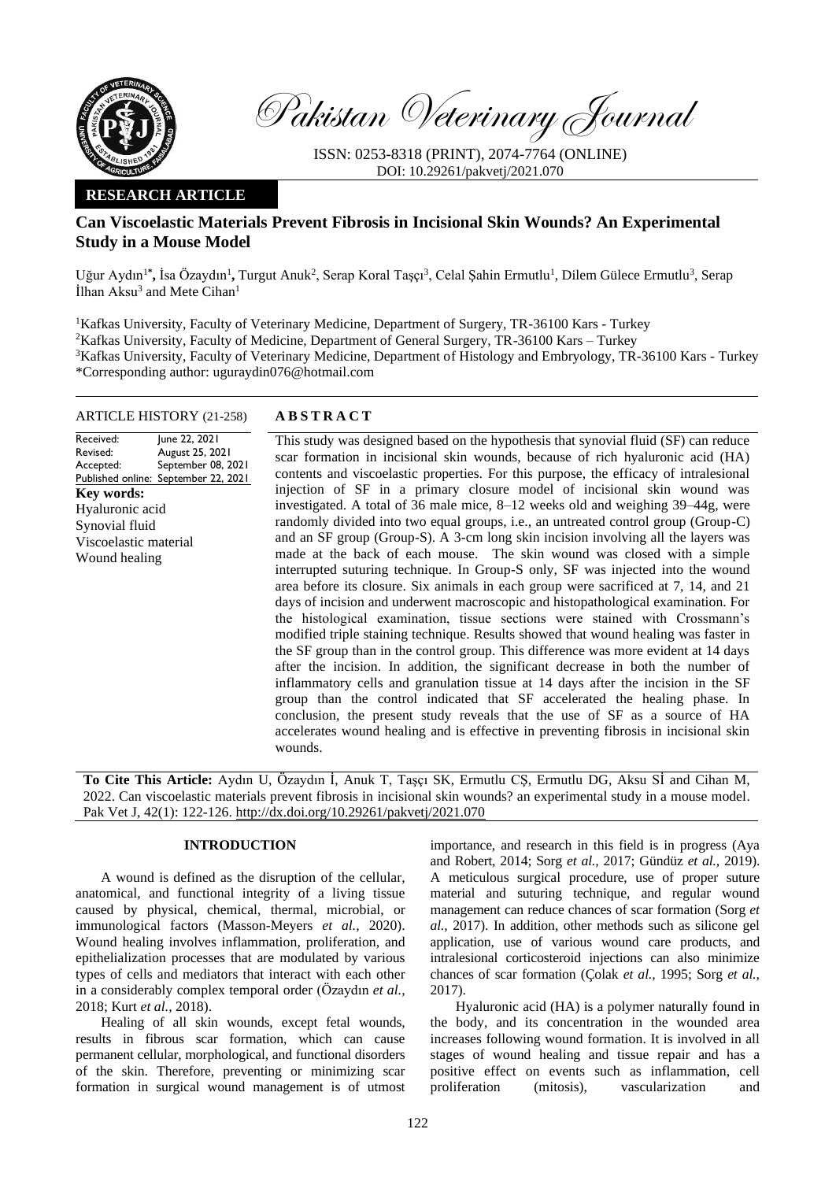Pakistan Veterinary Journal

ISSN: 0253-8318 (PRINT), 2074-7764 (ONLINE)
DOI: 10.29261/pakvetj/2021.070

**RESEARCH ARTICLE**

# Can Viscoelastic Materials Prevent Fibrosis in Incisional Skin Wounds? An Experimental Study in a Mouse Model

Uğur Aydın[1*], İsa Özaydın[1], Turgut Anuk[2], Serap Koral Taşçı[3], Celal Şahin Ermutlu[1], Dilem Gülece Ermutlu[3], Serap İlhan Aksu[3] and Mete Cihan[1]

[1]Kafkas University, Faculty of Veterinary Medicine, Department of Surgery, TR-36100 Kars - Turkey
[2]Kafkas University, Faculty of Medicine, Department of General Surgery, TR-36100 Kars – Turkey
[3]Kafkas University, Faculty of Veterinary Medicine, Department of Histology and Embryology, TR-36100 Kars - Turkey
*Corresponding author: uguraydin076@hotmail.com

**ARTICLE HISTORY** (21-258)

| | |
|---|---|
| Received: | June 22, 2021 |
| Revised: | August 25, 2021 |
| Accepted: | September 08, 2021 |
| Published online: | September 22, 2021 |

**Key words:**
Hyaluronic acid
Synovial fluid
Viscoelastic material
Wound healing

## ABSTRACT

This study was designed based on the hypothesis that synovial fluid (SF) can reduce scar formation in incisional skin wounds, because of rich hyaluronic acid (HA) contents and viscoelastic properties. For this purpose, the efficacy of intralesional injection of SF in a primary closure model of incisional skin wound was investigated. A total of 36 male mice, 8–12 weeks old and weighing 39–44g, were randomly divided into two equal groups, i.e., an untreated control group (Group-C) and an SF group (Group-S). A 3-cm long skin incision involving all the layers was made at the back of each mouse. The skin wound was closed with a simple interrupted suturing technique. In Group-S only, SF was injected into the wound area before its closure. Six animals in each group were sacrificed at 7, 14, and 21 days of incision and underwent macroscopic and histopathological examination. For the histological examination, tissue sections were stained with Crossmann's modified triple staining technique. Results showed that wound healing was faster in the SF group than in the control group. This difference was more evident at 14 days after the incision. In addition, the significant decrease in both the number of inflammatory cells and granulation tissue at 14 days after the incision in the SF group than the control indicated that SF accelerated the healing phase. In conclusion, the present study reveals that the use of SF as a source of HA accelerates wound healing and is effective in preventing fibrosis in incisional skin wounds.

**To Cite This Article:** Aydın U, Özaydın İ, Anuk T, Taşçı SK, Ermutlu CŞ, Ermutlu DG, Aksu Sİ and Cihan M, 2022. Can viscoelastic materials prevent fibrosis in incisional skin wounds? an experimental study in a mouse model. Pak Vet J, 42(1): 122-126. http://dx.doi.org/10.29261/pakvetj/2021.070

## INTRODUCTION

A wound is defined as the disruption of the cellular, anatomical, and functional integrity of a living tissue caused by physical, chemical, thermal, microbial, or immunological factors (Masson-Meyers *et al.,* 2020). Wound healing involves inflammation, proliferation, and epithelialization processes that are modulated by various types of cells and mediators that interact with each other in a considerably complex temporal order (Özaydın *et al.,* 2018; Kurt *et al.,* 2018).

Healing of all skin wounds, except fetal wounds, results in fibrous scar formation, which can cause permanent cellular, morphological, and functional disorders of the skin. Therefore, preventing or minimizing scar formation in surgical wound management is of utmost importance, and research in this field is in progress (Aya and Robert, 2014; Sorg *et al.,* 2017; Gündüz *et al.,* 2019). A meticulous surgical procedure, use of proper suture material and suturing technique, and regular wound management can reduce chances of scar formation (Sorg *et al.,* 2017). In addition, other methods such as silicone gel application, use of various wound care products, and intralesional corticosteroid injections can also minimize chances of scar formation (Çolak *et al.,* 1995; Sorg *et al.,* 2017).

Hyaluronic acid (HA) is a polymer naturally found in the body, and its concentration in the wounded area increases following wound formation. It is involved in all stages of wound healing and tissue repair and has a positive effect on events such as inflammation, cell proliferation (mitosis), vascularization and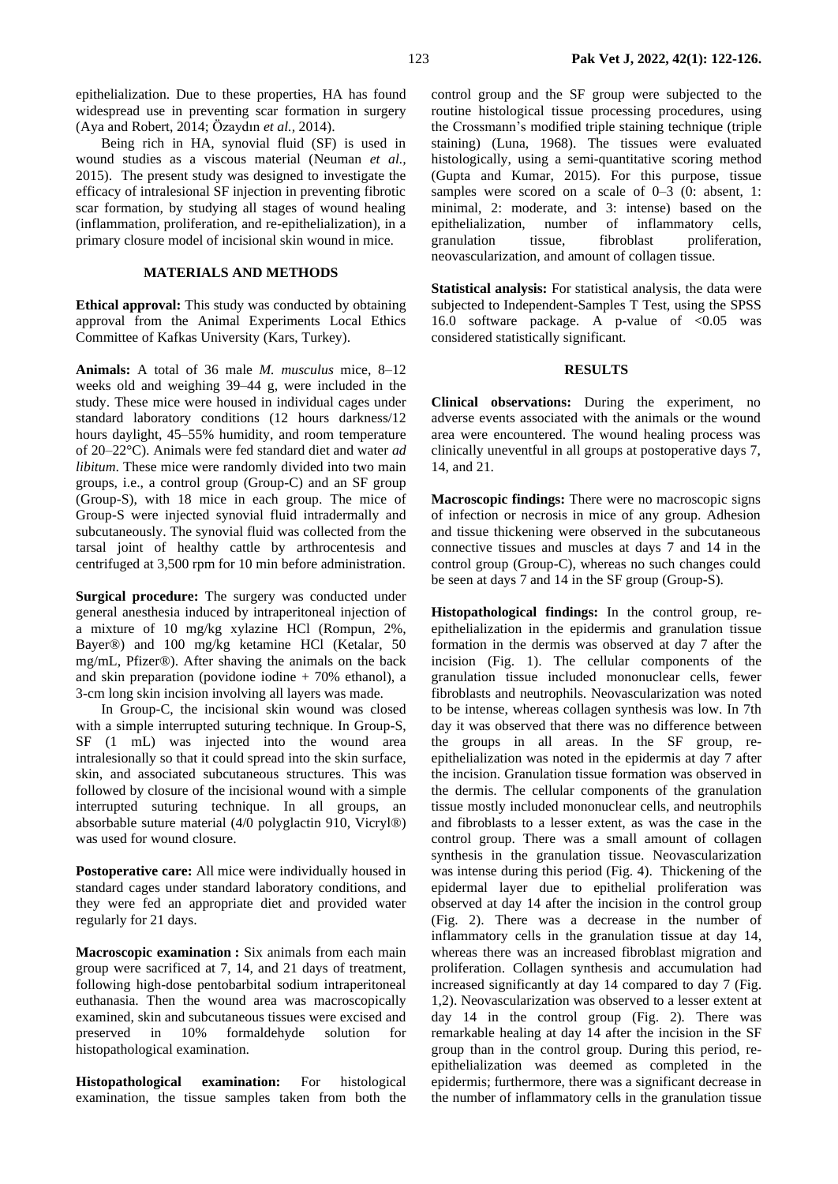epithelialization. Due to these properties, HA has found widespread use in preventing scar formation in surgery (Aya and Robert, 2014; Özaydın *et al.,* 2014).

Being rich in HA, synovial fluid (SF) is used in wound studies as a viscous material (Neuman *et al.,* 2015). The present study was designed to investigate the efficacy of intralesional SF injection in preventing fibrotic scar formation, by studying all stages of wound healing (inflammation, proliferation, and re-epithelialization), in a primary closure model of incisional skin wound in mice.

## MATERIALS AND METHODS

**Ethical approval:** This study was conducted by obtaining approval from the Animal Experiments Local Ethics Committee of Kafkas University (Kars, Turkey).

**Animals:** A total of 36 male *M. musculus* mice, 8–12 weeks old and weighing 39–44 g, were included in the study. These mice were housed in individual cages under standard laboratory conditions (12 hours darkness/12 hours daylight, 45–55% humidity, and room temperature of 20–22°C). Animals were fed standard diet and water *ad libitum*. These mice were randomly divided into two main groups, i.e., a control group (Group-C) and an SF group (Group-S), with 18 mice in each group. The mice of Group-S were injected synovial fluid intradermally and subcutaneously. The synovial fluid was collected from the tarsal joint of healthy cattle by arthrocentesis and centrifuged at 3,500 rpm for 10 min before administration.

**Surgical procedure:** The surgery was conducted under general anesthesia induced by intraperitoneal injection of a mixture of 10 mg/kg xylazine HCl (Rompun, 2%, Bayer®) and 100 mg/kg ketamine HCl (Ketalar, 50 mg/mL, Pfizer®). After shaving the animals on the back and skin preparation (povidone iodine + 70% ethanol), a 3-cm long skin incision involving all layers was made.

In Group-C, the incisional skin wound was closed with a simple interrupted suturing technique. In Group-S, SF (1 mL) was injected into the wound area intralesionally so that it could spread into the skin surface, skin, and associated subcutaneous structures. This was followed by closure of the incisional wound with a simple interrupted suturing technique. In all groups, an absorbable suture material (4/0 polyglactin 910, Vicryl®) was used for wound closure.

**Postoperative care:** All mice were individually housed in standard cages under standard laboratory conditions, and they were fed an appropriate diet and provided water regularly for 21 days.

**Macroscopic examination :** Six animals from each main group were sacrificed at 7, 14, and 21 days of treatment, following high-dose pentobarbital sodium intraperitoneal euthanasia. Then the wound area was macroscopically examined, skin and subcutaneous tissues were excised and preserved in 10% formaldehyde solution for histopathological examination.

**Histopathological examination:** For histological examination, the tissue samples taken from both the control group and the SF group were subjected to the routine histological tissue processing procedures, using the Crossmann's modified triple staining technique (triple staining) (Luna, 1968). The tissues were evaluated histologically, using a semi-quantitative scoring method (Gupta and Kumar, 2015). For this purpose, tissue samples were scored on a scale of 0–3 (0: absent, 1: minimal, 2: moderate, and 3: intense) based on the epithelialization, number of inflammatory cells, granulation tissue, fibroblast proliferation, neovascularization, and amount of collagen tissue.

**Statistical analysis:** For statistical analysis, the data were subjected to Independent-Samples T Test, using the SPSS 16.0 software package. A p-value of $<0.05$ was considered statistically significant.

## RESULTS

**Clinical observations:** During the experiment, no adverse events associated with the animals or the wound area were encountered. The wound healing process was clinically uneventful in all groups at postoperative days 7, 14, and 21.

**Macroscopic findings:** There were no macroscopic signs of infection or necrosis in mice of any group. Adhesion and tissue thickening were observed in the subcutaneous connective tissues and muscles at days 7 and 14 in the control group (Group-C), whereas no such changes could be seen at days 7 and 14 in the SF group (Group-S).

**Histopathological findings:** In the control group, re-epithelialization in the epidermis and granulation tissue formation in the dermis was observed at day 7 after the incision (Fig. 1). The cellular components of the granulation tissue included mononuclear cells, fewer fibroblasts and neutrophils. Neovascularization was noted to be intense, whereas collagen synthesis was low. In 7th day it was observed that there was no difference between the groups in all areas. In the SF group, re-epithelialization was noted in the epidermis at day 7 after the incision. Granulation tissue formation was observed in the dermis. The cellular components of the granulation tissue mostly included mononuclear cells, and neutrophils and fibroblasts to a lesser extent, as was the case in the control group. There was a small amount of collagen synthesis in the granulation tissue. Neovascularization was intense during this period (Fig. 4). Thickening of the epidermal layer due to epithelial proliferation was observed at day 14 after the incision in the control group (Fig. 2). There was a decrease in the number of inflammatory cells in the granulation tissue at day 14, whereas there was an increased fibroblast migration and proliferation. Collagen synthesis and accumulation had increased significantly at day 14 compared to day 7 (Fig. 1,2). Neovascularization was observed to a lesser extent at day 14 in the control group (Fig. 2). There was remarkable healing at day 14 after the incision in the SF group than in the control group. During this period, re-epithelialization was deemed as completed in the epidermis; furthermore, there was a significant decrease in the number of inflammatory cells in the granulation tissue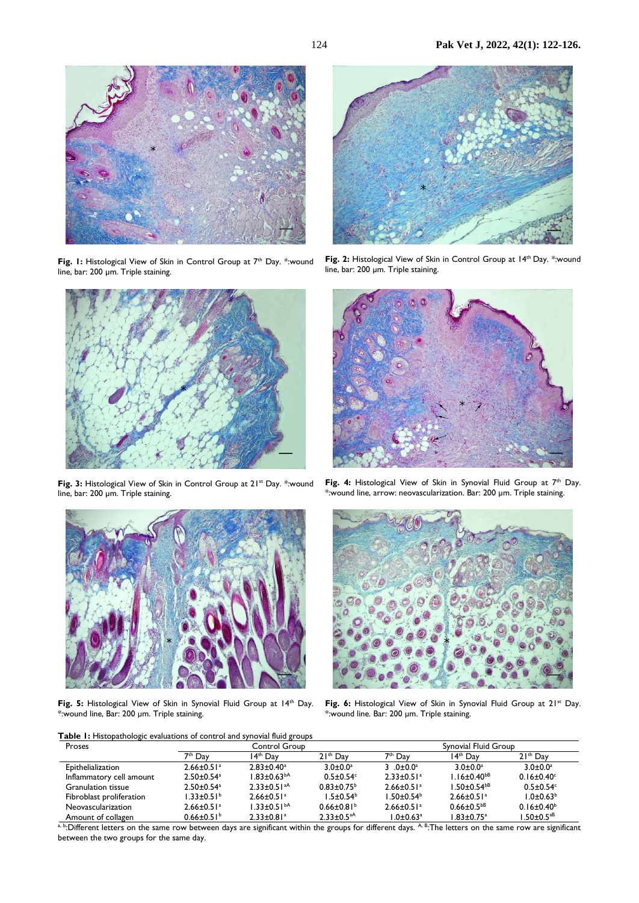Fig. 1: Histological View of Skin in Control Group at 7th Day. *:wound line, bar: 200 µm. Triple staining.

Fig. 2: Histological View of Skin in Control Group at 14th Day. *:wound line, bar: 200 µm. Triple staining.

Fig. 3: Histological View of Skin in Control Group at 21st Day. *:wound line, bar: 200 µm. Triple staining.

Fig. 4: Histological View of Skin in Synovial Fluid Group at 7th Day. *:wound line, arrow: neovascularization. Bar: 200 µm. Triple staining.

Fig. 5: Histological View of Skin in Synovial Fluid Group at 14th Day. *:wound line, Bar: 200 µm. Triple staining.

Fig. 6: Histological View of Skin in Synovial Fluid Group at 21st Day. *:wound line. Bar: 200 µm. Triple staining.

**Table 1:** Histopathologic evaluations of control and synovial fluid groups

| Proses | Control Group | | | Synovial Fluid Group | | |
|---|---|---|---|---|---|---|
| | 7th Day | 14th Day | 21th Day | 7th Day | 14th Day | 21th Day |
| Epithelialization | 2.66±0.51$^{a}$ | 2.83±0.40$^{a}$ | 3.0±0.0$^{a}$ | 3 .0±0.0$^{a}$ | 3.0±0.0$^{a}$ | 3.0±0.0$^{a}$ |
| Inflammatory cell amount | 2.50±0.54$^{a}$ | 1.83±0.63$^{bA}$ | 0.5±0.54$^{c}$ | 2.33±0.51$^{a}$ | 1.16±0.40$^{bB}$ | 0.16±0.40$^{c}$ |
| Granulation tissue | 2.50±0.54$^{a}$ | 2.33±0.51$^{aA}$ | 0.83±0.75$^{b}$ | 2.66±0.51$^{a}$ | 1.50±0.54$^{bB}$ | 0.5±0.54$^{c}$ |
| Fibroblast proliferation | 1.33±0.51$^{b}$ | 2.66±0.51$^{a}$ | 1.5±0.54$^{b}$ | 1.50±0.54$^{b}$ | 2.66±0.51$^{a}$ | 1.0±0.63$^{b}$ |
| Neovascularization | 2.66±0.51$^{a}$ | 1.33±0.51$^{bA}$ | 0.66±0.81$^{b}$ | 2.66±0.51$^{a}$ | 0.66±0.5$^{bB}$ | 0.16±0.40$^{b}$ |
| Amount of collagen | 0.66±0.51$^{b}$ | 2.33±0.81$^{a}$ | 2.33±0.5$^{aA}$ | 1.0±0.63$^{a}$ | 1.83±0.75$^{a}$ | 1.50±0.5$^{aB}$ |

$^{a, b}$:Different letters on the same row between days are significant within the groups for different days. $^{A, B}$:The letters on the same row are significant between the two groups for the same day.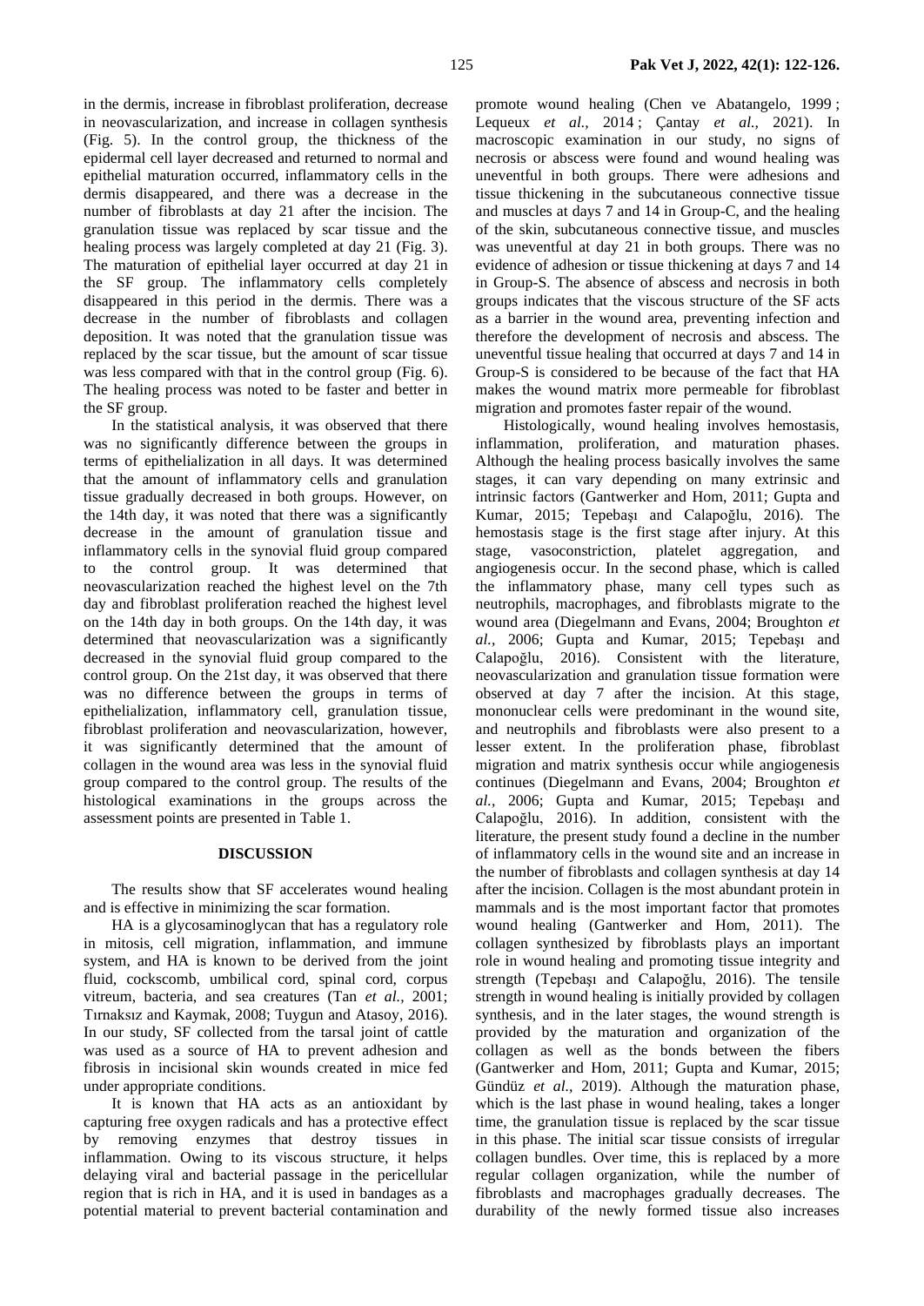in the dermis, increase in fibroblast proliferation, decrease in neovascularization, and increase in collagen synthesis (Fig. 5). In the control group, the thickness of the epidermal cell layer decreased and returned to normal and epithelial maturation occurred, inflammatory cells in the dermis disappeared, and there was a decrease in the number of fibroblasts at day 21 after the incision. The granulation tissue was replaced by scar tissue and the healing process was largely completed at day 21 (Fig. 3). The maturation of epithelial layer occurred at day 21 in the SF group. The inflammatory cells completely disappeared in this period in the dermis. There was a decrease in the number of fibroblasts and collagen deposition. It was noted that the granulation tissue was replaced by the scar tissue, but the amount of scar tissue was less compared with that in the control group (Fig. 6). The healing process was noted to be faster and better in the SF group.

In the statistical analysis, it was observed that there was no significantly difference between the groups in terms of epithelialization in all days. It was determined that the amount of inflammatory cells and granulation tissue gradually decreased in both groups. However, on the 14th day, it was noted that there was a significantly decrease in the amount of granulation tissue and inflammatory cells in the synovial fluid group compared to the control group. It was determined that neovascularization reached the highest level on the 7th day and fibroblast proliferation reached the highest level on the 14th day in both groups. On the 14th day, it was determined that neovascularization was a significantly decreased in the synovial fluid group compared to the control group. On the 21st day, it was observed that there was no difference between the groups in terms of epithelialization, inflammatory cell, granulation tissue, fibroblast proliferation and neovascularization, however, it was significantly determined that the amount of collagen in the wound area was less in the synovial fluid group compared to the control group. The results of the histological examinations in the groups across the assessment points are presented in Table 1.

## DISCUSSION

The results show that SF accelerates wound healing and is effective in minimizing the scar formation.

HA is a glycosaminoglycan that has a regulatory role in mitosis, cell migration, inflammation, and immune system, and HA is known to be derived from the joint fluid, cockscomb, umbilical cord, spinal cord, corpus vitreum, bacteria, and sea creatures (Tan *et al.,* 2001; Tırnaksız and Kaymak, 2008; Tuygun and Atasoy, 2016). In our study, SF collected from the tarsal joint of cattle was used as a source of HA to prevent adhesion and fibrosis in incisional skin wounds created in mice fed under appropriate conditions.

It is known that HA acts as an antioxidant by capturing free oxygen radicals and has a protective effect by removing enzymes that destroy tissues in inflammation. Owing to its viscous structure, it helps delaying viral and bacterial passage in the pericellular region that is rich in HA, and it is used in bandages as a potential material to prevent bacterial contamination and promote wound healing (Chen ve Abatangelo, 1999 ; Lequeux *et al.,* 2014 ; Çantay *et al.,* 2021). In macroscopic examination in our study, no signs of necrosis or abscess were found and wound healing was uneventful in both groups. There were adhesions and tissue thickening in the subcutaneous connective tissue and muscles at days 7 and 14 in Group-C, and the healing of the skin, subcutaneous connective tissue, and muscles was uneventful at day 21 in both groups. There was no evidence of adhesion or tissue thickening at days 7 and 14 in Group-S. The absence of abscess and necrosis in both groups indicates that the viscous structure of the SF acts as a barrier in the wound area, preventing infection and therefore the development of necrosis and abscess. The uneventful tissue healing that occurred at days 7 and 14 in Group-S is considered to be because of the fact that HA makes the wound matrix more permeable for fibroblast migration and promotes faster repair of the wound.

Histologically, wound healing involves hemostasis, inflammation, proliferation, and maturation phases. Although the healing process basically involves the same stages, it can vary depending on many extrinsic and intrinsic factors (Gantwerker and Hom, 2011; Gupta and Kumar, 2015; Tepebaşı and Calapoğlu, 2016). The hemostasis stage is the first stage after injury. At this stage, vasoconstriction, platelet aggregation, and angiogenesis occur. In the second phase, which is called the inflammatory phase, many cell types such as neutrophils, macrophages, and fibroblasts migrate to the wound area (Diegelmann and Evans, 2004; Broughton *et al.,* 2006; Gupta and Kumar, 2015; Tepebaşı and Calapoğlu, 2016). Consistent with the literature, neovascularization and granulation tissue formation were observed at day 7 after the incision. At this stage, mononuclear cells were predominant in the wound site, and neutrophils and fibroblasts were also present to a lesser extent. In the proliferation phase, fibroblast migration and matrix synthesis occur while angiogenesis continues (Diegelmann and Evans, 2004; Broughton *et al.,* 2006; Gupta and Kumar, 2015; Tepebaşı and Calapoğlu, 2016). In addition, consistent with the literature, the present study found a decline in the number of inflammatory cells in the wound site and an increase in the number of fibroblasts and collagen synthesis at day 14 after the incision. Collagen is the most abundant protein in mammals and is the most important factor that promotes wound healing (Gantwerker and Hom, 2011). The collagen synthesized by fibroblasts plays an important role in wound healing and promoting tissue integrity and strength (Tepebaşı and Calapoğlu, 2016). The tensile strength in wound healing is initially provided by collagen synthesis, and in the later stages, the wound strength is provided by the maturation and organization of the collagen as well as the bonds between the fibers (Gantwerker and Hom, 2011; Gupta and Kumar, 2015; Gündüz *et al.,* 2019). Although the maturation phase, which is the last phase in wound healing, takes a longer time, the granulation tissue is replaced by the scar tissue in this phase. The initial scar tissue consists of irregular collagen bundles. Over time, this is replaced by a more regular collagen organization, while the number of fibroblasts and macrophages gradually decreases. The durability of the newly formed tissue also increases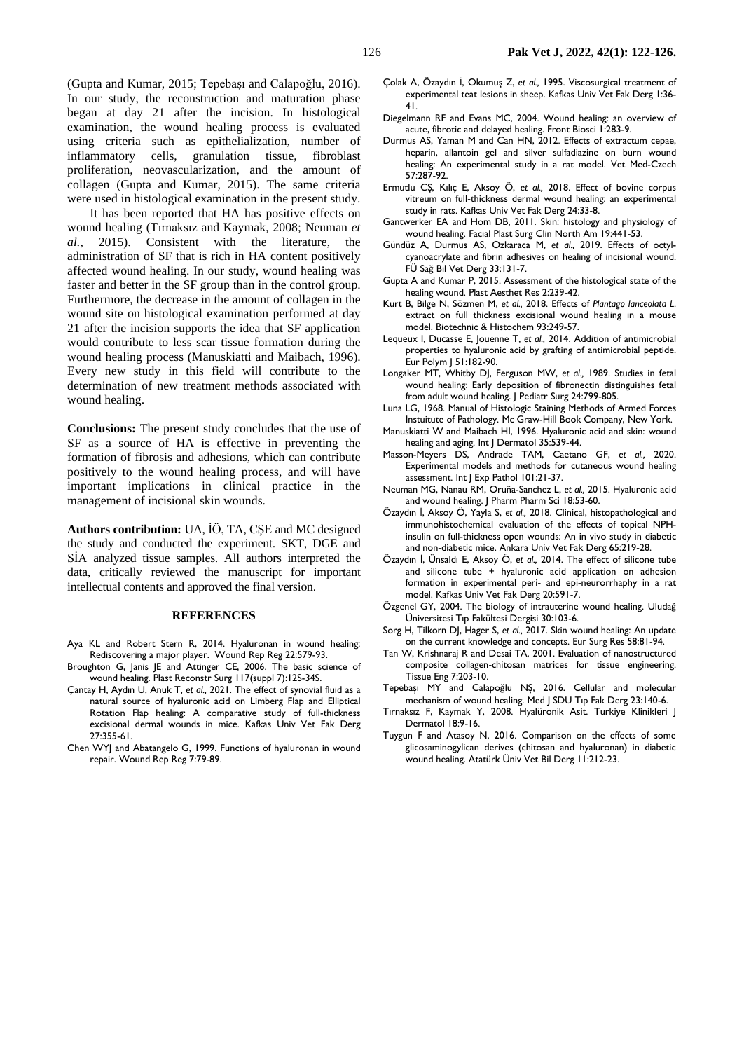(Gupta and Kumar, 2015; Tepebaşı and Calapoğlu, 2016). In our study, the reconstruction and maturation phase began at day 21 after the incision. In histological examination, the wound healing process is evaluated using criteria such as epithelialization, number of inflammatory cells, granulation tissue, fibroblast proliferation, neovascularization, and the amount of collagen (Gupta and Kumar, 2015). The same criteria were used in histological examination in the present study.

It has been reported that HA has positive effects on wound healing (Tırnaksız and Kaymak, 2008; Neuman *et al.,* 2015). Consistent with the literature, the administration of SF that is rich in HA content positively affected wound healing. In our study, wound healing was faster and better in the SF group than in the control group. Furthermore, the decrease in the amount of collagen in the wound site on histological examination performed at day 21 after the incision supports the idea that SF application would contribute to less scar tissue formation during the wound healing process (Manuskiatti and Maibach, 1996). Every new study in this field will contribute to the determination of new treatment methods associated with wound healing.

**Conclusions:** The present study concludes that the use of SF as a source of HA is effective in preventing the formation of fibrosis and adhesions, which can contribute positively to the wound healing process, and will have important implications in clinical practice in the management of incisional skin wounds.

**Authors contribution:** UA, İÖ, TA, CŞE and MC designed the study and conducted the experiment. SKT, DGE and SİA analyzed tissue samples. All authors interpreted the data, critically reviewed the manuscript for important intellectual contents and approved the final version.

## REFERENCES

Aya KL and Robert Stern R, 2014. Hyaluronan in wound healing: Rediscovering a major player. Wound Rep Reg 22:579-93.

Broughton G, Janis JE and Attinger CE, 2006. The basic science of wound healing. Plast Reconstr Surg 117(suppl 7):12S-34S.

Çantay H, Aydın U, Anuk T, *et al.,* 2021. The effect of synovial fluid as a natural source of hyaluronic acid on Limberg Flap and Elliptical Rotation Flap healing: A comparative study of full-thickness excisional dermal wounds in mice. Kafkas Univ Vet Fak Derg 27:355-61.

Chen WYJ and Abatangelo G, 1999. Functions of hyaluronan in wound repair. Wound Rep Reg 7:79-89.

Çolak A, Özaydın İ, Okumuş Z, *et al.,* 1995. Viscosurgical treatment of experimental teat lesions in sheep. Kafkas Univ Vet Fak Derg 1:36-41.

Diegelmann RF and Evans MC, 2004. Wound healing: an overview of acute, fibrotic and delayed healing. Front Biosci 1:283-9.

Durmus AS, Yaman M and Can HN, 2012. Effects of extractum cepae, heparin, allantoin gel and silver sulfadiazine on burn wound healing: An experimental study in a rat model. Vet Med-Czech 57:287-92.

Ermutlu CŞ, Kılıç E, Aksoy Ö, *et al.,* 2018. Effect of bovine corpus vitreum on full-thickness dermal wound healing: an experimental study in rats. Kafkas Univ Vet Fak Derg 24:33-8.

Gantwerker EA and Hom DB, 2011. Skin: histology and physiology of wound healing. Facial Plast Surg Clin North Am 19:441-53.

Gündüz A, Durmus AS, Özkaraca M, *et al.,* 2019. Effects of octyl-cyanoacrylate and fibrin adhesives on healing of incisional wound. FÜ Sağ Bil Vet Derg 33:131-7.

Gupta A and Kumar P, 2015. Assessment of the histological state of the healing wound. Plast Aesthet Res 2:239-42.

Kurt B, Bilge N, Sözmen M, *et al.,* 2018. Effects of *Plantago lanceolata L.* extract on full thickness excisional wound healing in a mouse model. Biotechnic & Histochem 93:249-57.

Lequeux I, Ducasse E, Jouenne T, *et al.,* 2014. Addition of antimicrobial properties to hyaluronic acid by grafting of antimicrobial peptide. Eur Polym J 51:182-90.

Longaker MT, Whitby DJ, Ferguson MW, *et al.,* 1989. Studies in fetal wound healing: Early deposition of fibronectin distinguishes fetal from adult wound healing. J Pediatr Surg 24:799-805.

Luna LG, 1968. Manual of Histologic Staining Methods of Armed Forces Instuitute of Pathology. Mc Graw-Hill Book Company, New York.

Manuskiatti W and Maibach HI, 1996. Hyaluronic acid and skin: wound healing and aging. Int J Dermatol 35:539-44.

Masson-Meyers DS, Andrade TAM, Caetano GF, *et al.,* 2020. Experimental models and methods for cutaneous wound healing assessment. Int J Exp Pathol 101:21-37.

Neuman MG, Nanau RM, Oruña-Sanchez L, *et al.,* 2015. Hyaluronic acid and wound healing. J Pharm Pharm Sci 18:53-60.

Özaydın İ, Aksoy Ö, Yayla S, *et al.,* 2018. Clinical, histopathological and immunohistochemical evaluation of the effects of topical NPH-insulin on full-thickness open wounds: An in vivo study in diabetic and non-diabetic mice. Ankara Univ Vet Fak Derg 65:219-28.

Özaydın İ, Ünsaldı E, Aksoy Ö, *et al.,* 2014. The effect of silicone tube and silicone tube + hyaluronic acid application on adhesion formation in experimental peri- and epi-neurorrhaphy in a rat model. Kafkas Univ Vet Fak Derg 20:591-7.

Özgenel GY, 2004. The biology of intrauterine wound healing. Uludağ Üniversitesi Tıp Fakültesi Dergisi 30:103-6.

Sorg H, Tilkorn DJ, Hager S, *et al.,* 2017. Skin wound healing: An update on the current knowledge and concepts. Eur Surg Res 58:81-94.

Tan W, Krishnaraj R and Desai TA, 2001. Evaluation of nanostructured composite collagen-chitosan matrices for tissue engineering. Tissue Eng 7:203-10.

Tepebaşı MY and Calapoğlu NŞ, 2016. Cellular and molecular mechanism of wound healing. Med J SDU Tıp Fak Derg 23:140-6.

Tırnaksız F, Kaymak Y, 2008. Hyalüronik Asit. Turkiye Klinikleri J Dermatol 18:9-16.

Tuygun F and Atasoy N, 2016. Comparison on the effects of some glicosaminoglycan derives (chitosan and hyaluronan) in diabetic wound healing. Atatürk Üniv Vet Bil Derg 11:212-23.